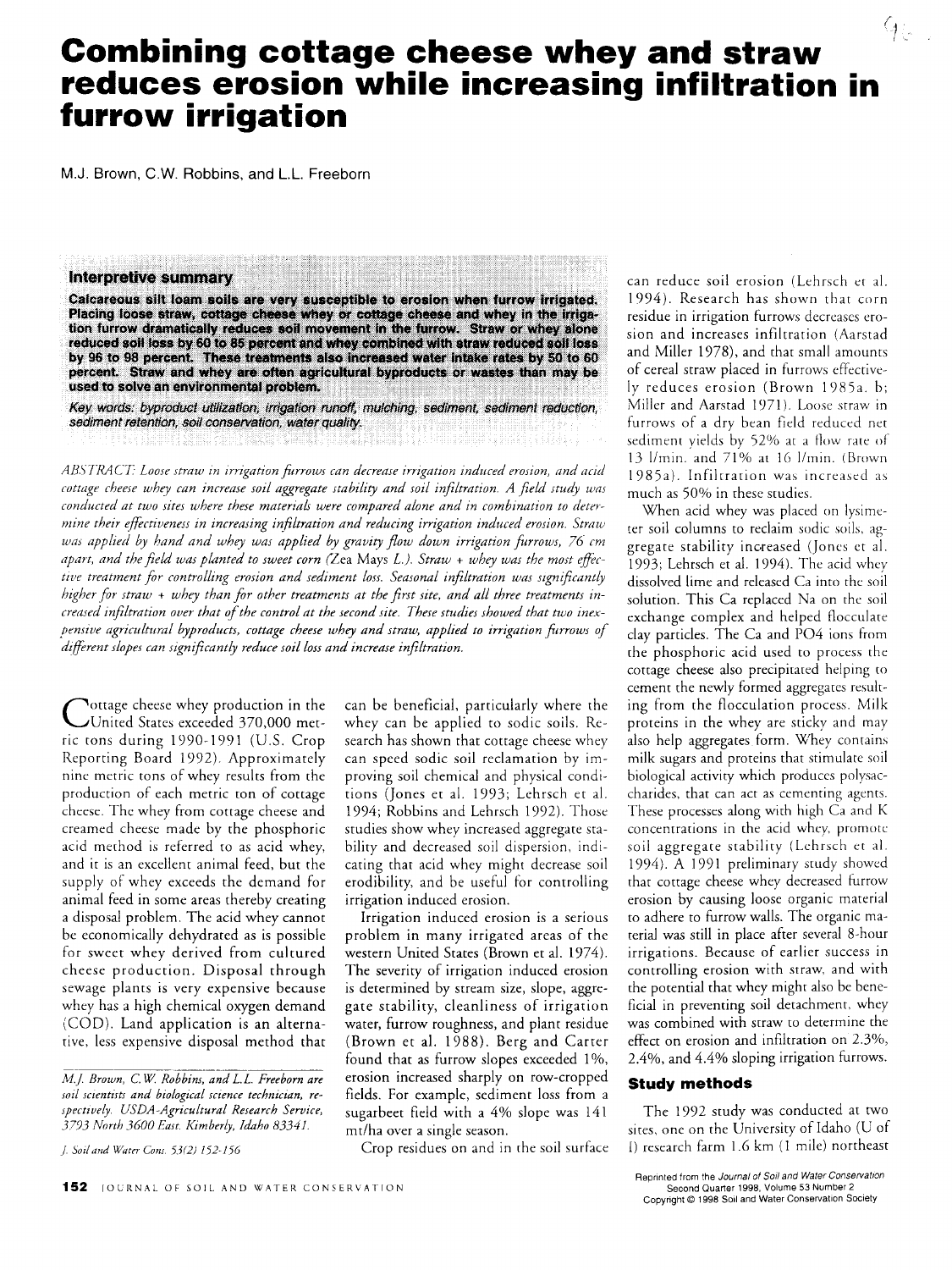# Combining cottage cheese whey and straw reduces erosion while increasing infiltration in furrow irrigation

M.J. Brown, C.W. Robbins, and L.L. Freeborn

### Interpretive summary

**Calcareous silt loam soils are very susceptible to erosion when furrow irrigated. Placing loose straw, cottage cheese whey or cottage cheese and whey in the irrigation furrow dramatically reduces soil movement in the furrow. Straw or whey alone reduced soil loss by 60 to 85 percent and whey combined with straw reduced soil loss by 96 to 98 percent. These treatments also increased water intake rates by 50 to 60 percent. Straw and whey are often agricultural byproducts or wastes than may be used to solve an environmental problem.**

*Key words: byproduct utilization, irrigation runoff, mulching, sediment, sediment reduction, sediment retention, soil conservation, water quality.*

*ABSTRACT: Loose straw in irrigation furrows can decrease irrigation induced erosion, and acid cottage cheese whey can increase soil aggregate stability and soil infiltration. A field study was conducted at two sites where these materials were compared alone and in combination to determine their effectiveness in increasing infiltration and reducing irrigation induced erosion. Straw was applied by hand and whey was applied by gravity flow down irrigation furrows, 76 cm apart, and the field was planted to sweet corn (Zea Mays L.). Straw + whey was the most effective treatment for controlling erosion and sediment loss. Seasonal infiltration was significantly higher for straw + whey than for other treatments at the first site, and all three treatments increased infiltration over that of the control at the second site. These studies showed that two inexpensive agricultural byproducts, cottage cheese whey and straw, applied to irrigation furrows of different slopes can significantly reduce soil loss and increase infiltration.*

Cottage cheese whey production in the United States exceeded 370,000 metric tons during 1990-1991 (U.S. Crop Reporting Board 1992). Approximately nine metric tons of whey results from the production of each metric ton of cottage cheese. The whey from cottage cheese and creamed cheese made by the phosphoric acid method is referred to as acid whey, and it is an excellent animal feed, but the supply of whey exceeds the demand for animal feed in some areas thereby creating a disposal problem. The acid whey cannot be economically dehydrated as is possible for sweet whey derived from cultured cheese production. Disposal through sewage plants is very expensive because whey has a high chemical oxygen demand (COD). Land application is an alternative, less expensive disposal method that can be beneficial, particularly where the whey can be applied to sodic soils. Research has shown that cottage cheese whey can speed sodic soil reclamation by improving soil chemical and physical conditions (Jones et al. 1993; Lehrsch et al. 1994; Robbins and Lehrsch 1992). Those studies show whey increased aggregate stability and decreased soil dispersion, indicating that acid whey might decrease soil erodibility, and be useful for controlling irrigation induced erosion.

Irrigation induced erosion is a serious problem in many irrigated areas of the western United States (Brown et al. 1974). The severity of irrigation induced erosion is determined by stream size, slope, aggregate stability, cleanliness of irrigation water, furrow roughness, and plant residue (Brown et al. 1988). Berg and Carter found that as furrow slopes exceeded 1%, erosion increased sharply on row-cropped fields. For example, sediment loss from a sugarbeet field with a 4% slope was 141 mt/ha over a single season.

Crop residues on and in the soil surface can reduce soil erosion (Lehrsch et al. 1994). Research has shown that corn residue in irrigation furrows decreases erosion and increases infiltration (Aarstad and Miller 1978), and that small amounts of cereal straw placed in furrows effectively reduces erosion (Brown 1985a, b; Miller and Aarstad 1971). Loose straw in furrows of a dry bean field reduced net sediment yields by 52% at a flow rate of 13 l/min. and 71% at 16 l/min. (Brown 1985a). Infiltration was increased as much as 50% in these studies.

When acid whey was placed on lysimeter soil columns to reclaim sodic soils, aggregate stability increased (Jones et al. 1993; Lehrsch et al. 1994). The acid whey dissolved lime and released Ca into the soil solution. This Ca replaced Na on the soil exchange complex and helped flocculate clay particles. The Ca and $PO_4$ ions from the phosphoric acid used to process the cottage cheese also precipitated helping to cement the newly formed aggregates resulting from the flocculation process. Milk proteins in the whey are sticky and may also help aggregates form. Whey contains milk sugars and proteins that stimulate soil biological activity which produces polysaccharides, that can act as cementing agents. These processes along with high Ca and K concentrations in the acid whey, promote soil aggregate stability (Lehrsch et al. 1994). A 1991 preliminary study showed that cottage cheese whey decreased furrow erosion by causing loose organic material to adhere to furrow walls. The organic material was still in place after several 8-hour irrigations. Because of earlier success in controlling erosion with straw, and with the potential that whey might also be beneficial in preventing soil detachment, whey was combined with straw to determine the effect on erosion and infiltration on 2.3%, 2.4%, and 4.4% sloping irrigation furrows.

## Study methods

The 1992 study was conducted at two sites, one on the University of Idaho (U of I) research farm 1.6 km (1 mile) northeast

*M.J. Brown, C.W. Robbins, and L.L. Freeborn are soil scientists and biological science technician, respectively. USDA-Agricultural Research Service, 3793 North 3600 East, Kimberly, Idaho 83341.*

*J. Soil and Water Cons. 53(2) 152-156*

Reprinted from the Journal of Soil and Water Conservation Second Quarter 1998, Volume 53 Number 2 Copyright © 1998 Soil and Water Conservation Society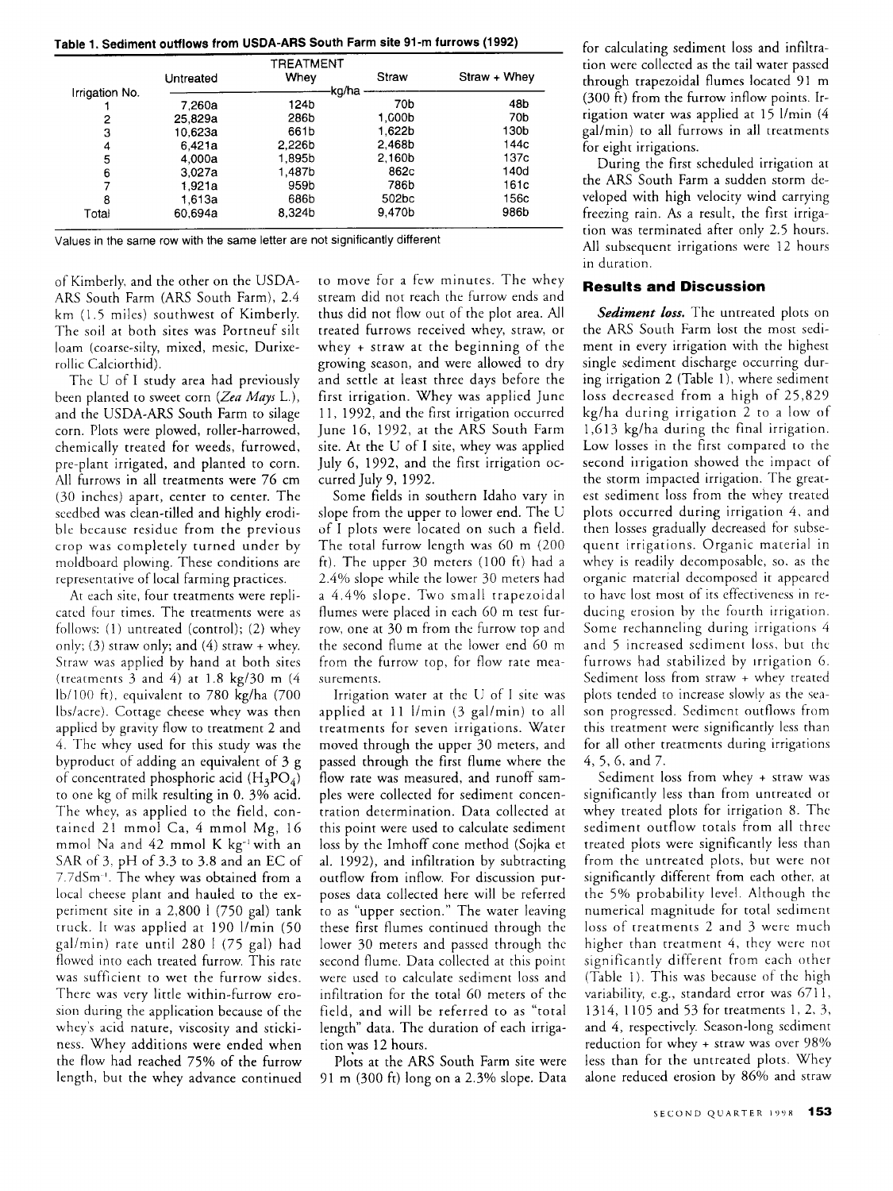**Table 1. Sediment outflows from USDA-ARS South Farm site 91-m furrows (1992)**

| Irrigation No. | Untreated | Whey | Straw | Straw + Whey |
|---|---|---|---|---|
| | | kg/ha | | |
| 1 | 7,260a | 124b | 70b | 48b |
| 2 | 25,829a | 286b | 1,000b | 70b |
| 3 | 10,623a | 661b | 1,622b | 130b |
| 4 | 6,421a | 2,226b | 2,468b | 144c |
| 5 | 4,000a | 1,895b | 2,160b | 137c |
| 6 | 3,027a | 1,487b | 862c | 140d |
| 7 | 1,921a | 959b | 786b | 161c |
| 8 | 1,613a | 686b | 502bc | 156c |
| Total | 60,694a | 8,324b | 9,470b | 986b |

Values in the same row with the same letter are not significantly different

of Kimberly, and the other on the USDA-ARS South Farm (ARS South Farm), 2.4 km (1.5 miles) southwest of Kimberly. The soil at both sites was Portneuf silt loam (coarse-silty, mixed, mesic, Durixerollic Calciorthid).

The U of I study area had previously been planted to sweet corn (*Zea Mays* L.), and the USDA-ARS South Farm to silage corn. Plots were plowed, roller-harrowed, chemically treated for weeds, furrowed, pre-plant irrigated, and planted to corn. All furrows in all treatments were 76 cm (30 inches) apart, center to center. The seedbed was clean-tilled and highly erodible because residue from the previous crop was completely turned under by moldboard plowing. These conditions are representative of local farming practices.

At each site, four treatments were replicated four times. The treatments were as follows: (1) untreated (control); (2) whey only; (3) straw only; and (4) straw + whey. Straw was applied by hand at both sites (treatments 3 and 4) at 1.8 kg/30 m (4 lb/100 ft), equivalent to 780 kg/ha (700 lbs/acre). Cottage cheese whey was then applied by gravity flow to treatment 2 and 4. The whey used for this study was the byproduct of adding an equivalent of 3 g of concentrated phosphoric acid ($H_3PO_4$) to one kg of milk resulting in 0. 3% acid. The whey, as applied to the field, contained 21 mmol Ca, 4 mmol Mg, 16 mmol Na and 42 mmol K $kg^{-1}$ with an SAR of 3, pH of 3.3 to 3.8 and an EC of $7.7 dSm^{-1}$. The whey was obtained from a local cheese plant and hauled to the experiment site in a 2,800 l (750 gal) tank truck. It was applied at 190 l/min (50 gal/min) rate until 280 l (75 gal) had flowed into each treated furrow. This rate was sufficient to wet the furrow sides. There was very little within-furrow erosion during the application because of the whey's acid nature, viscosity and stickiness. Whey additions were ended when the flow had reached 75% of the furrow length, but the whey advance continued to move for a few minutes. The whey stream did not reach the furrow ends and thus did not flow out of the plot area. All treated furrows received whey, straw, or whey + straw at the beginning of the growing season, and were allowed to dry and settle at least three days before the first irrigation. Whey was applied June 11, 1992, and the first irrigation occurred June 16, 1992, at the ARS South Farm site. At the U of I site, whey was applied July 6, 1992, and the first irrigation occurred July 9, 1992.

Some fields in southern Idaho vary in slope from the upper to lower end. The U of I plots were located on such a field. The total furrow length was 60 m (200 ft). The upper 30 meters (100 ft) had a 2.4% slope while the lower 30 meters had a 4.4% slope. Two small trapezoidal flumes were placed in each 60 m test furrow, one at 30 m from the furrow top and the second flume at the lower end 60 m from the furrow top, for flow rate measurements.

Irrigation water at the U of I site was applied at 11 l/min (3 gal/min) to all treatments for seven irrigations. Water moved through the upper 30 meters, and passed through the first flume where the flow rate was measured, and runoff samples were collected for sediment concentration determination. Data collected at this point were used to calculate sediment loss by the Imhoff cone method (Sojka et al. 1992), and infiltration by subtracting outflow from inflow. For discussion purposes data collected here will be referred to as "upper section." The water leaving these first flumes continued through the lower 30 meters and passed through the second flume. Data collected at this point were used to calculate sediment loss and infiltration for the total 60 meters of the field, and will be referred to as "total length" data. The duration of each irrigation was 12 hours.

Plots at the ARS South Farm site were 91 m (300 ft) long on a 2.3% slope. Data for calculating sediment loss and infiltration were collected as the tail water passed through trapezoidal flumes located 91 m (300 ft) from the furrow inflow points. Irrigation water was applied at 15 l/min (4 gal/min) to all furrows in all treatments for eight irrigations.

During the first scheduled irrigation at the ARS South Farm a sudden storm developed with high velocity wind carrying freezing rain. As a result, the first irrigation was terminated after only 2.5 hours. All subsequent irrigations were 12 hours in duration.

## Results and Discussion

***Sediment loss.*** The untreated plots on the ARS South Farm lost the most sediment in every irrigation with the highest single sediment discharge occurring during irrigation 2 (Table 1), where sediment loss decreased from a high of 25,829 kg/ha during irrigation 2 to a low of 1,613 kg/ha during the final irrigation. Low losses in the first compared to the second irrigation showed the impact of the storm impacted irrigation. The greatest sediment loss from the whey treated plots occurred during irrigation 4, and then losses gradually decreased for subsequent irrigations. Organic material in whey is readily decomposable, so, as the organic material decomposed it appeared to have lost most of its effectiveness in reducing erosion by the fourth irrigation. Some rechanneling during irrigations 4 and 5 increased sediment loss, but the furrows had stabilized by irrigation 6. Sediment loss from straw + whey treated plots tended to increase slowly as the season progressed. Sediment outflows from this treatment were significantly less than for all other treatments during irrigations 4, 5, 6, and 7.

Sediment loss from whey + straw was significantly less than from untreated or whey treated plots for irrigation 8. The sediment outflow totals from all three treated plots were significantly less than from the untreated plots, but were not significantly different from each other, at the 5% probability level. Although the numerical magnitude for total sediment loss of treatments 2 and 3 were much higher than treatment 4, they were not significantly different from each other (Table 1). This was because of the high variability, e.g., standard error was 6711, 1314, 1105 and 53 for treatments 1, 2, 3, and 4, respectively. Season-long sediment reduction for whey + straw was over 98% less than for the untreated plots. Whey alone reduced erosion by 86% and straw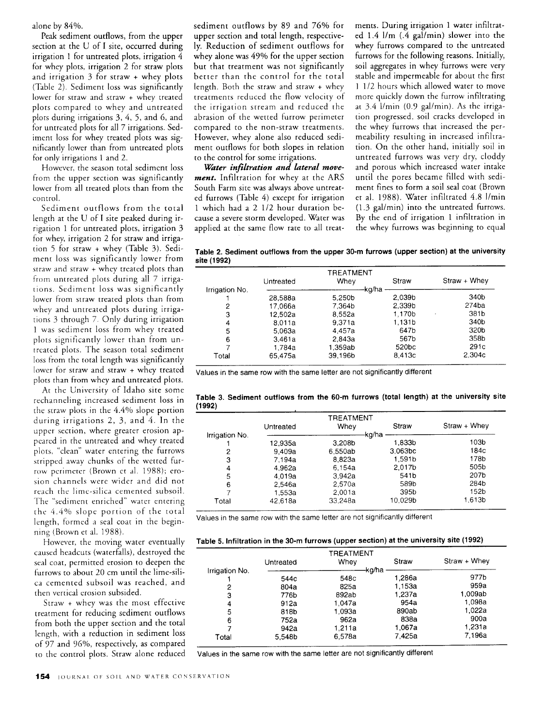alone by 84%.

Peak sediment outflows, from the upper section at the U of I site, occurred during irrigation 1 for untreated plots, irrigation 4 for whey plots, irrigation 2 for straw plots and irrigation 3 for straw + whey plots (Table 2). Sediment loss was significantly lower for straw and straw + whey treated plots compared to whey and untreated plots during irrigations 3, 4, 5, and 6, and for untreated plots for all 7 irrigations. Sediment loss for whey treated plots was significantly lower than from untreated plots for only irrigations 1 and 2.

However, the season total sediment loss from the upper section was significantly lower from all treated plots than from the control.

Sediment outflows from the total length at the U of I site peaked during irrigation 1 for untreated plots, irrigation 3 for whey, irrigation 2 for straw and irrigation 5 for straw + whey (Table 3). Sediment loss was significantly lower from straw and straw + whey treated plots than from untreated plots during all 7 irrigations. Sediment loss was significantly lower from straw treated plots than from whey and untreated plots during irrigations 3 through 7. Only during irrigation 1 was sediment loss from whey treated plots significantly lower than from untreated plots. The season total sediment loss from the total length was significantly lower for straw and straw + whey treated plots than from whey and untreated plots.

At the University of Idaho site some rechanneling increased sediment loss in the straw plots in the 4.4% slope portion during irrigations 2, 3, and 4. In the upper section, where greater erosion appeared in the untreated and whey treated plots, "clean" water entering the furrows stripped away chunks of the wetted furrow perimeter (Brown et al. 1988); erosion channels were wider and did not reach the lime-silica cemented subsoil. The "sediment enriched" water entering the 4.4% slope portion of the total length, formed a seal coat in the beginning (Brown et al. 1988).

However, the moving water eventually caused headcuts (waterfalls), destroyed the seal coat, permitted erosion to deepen the furrows to about 20 cm until the lime-silica cemented subsoil was reached, and then vertical erosion subsided.

Straw + whey was the most effective treatment for reducing sediment outflows from both the upper section and the total length, with a reduction in sediment loss of 97 and 96%, respectively, as compared to the control plots. Straw alone reduced sediment outflows by 89 and 76% for upper section and total length, respectively. Reduction of sediment outflows for whey alone was 49% for the upper section but that treatment was not significantly better than the control for the total length. Both the straw and straw + whey treatments reduced the flow velocity of the irrigation stream and reduced the abrasion of the wetted furrow perimeter compared to the non-straw treatments. However, whey alone also reduced sediment outflows for both slopes in relation to the control for some irrigations.

***Water infiltration and lateral movement.*** Infiltration for whey at the ARS South Farm site was always above untreated furrows (Table 4) except for irrigation 1 which had a 2 1/2 hour duration because a severe storm developed. Water was applied at the same flow rate to all treatments. During irrigation 1 water infiltrated 1.4 l/m (.4 gal/min) slower into the whey furrows compared to the untreated furrows for the following reasons. Initially, soil aggregates in whey furrows were very stable and impermeable for about the first 1 1/2 hours which allowed water to move more quickly down the furrow infiltrating at 3.4 l/min (0.9 gal/min). As the irrigation progressed, soil cracks developed in the whey furrows that increased the permeability resulting in increased infiltration. On the other hand, initially soil in untreated furrows was very dry, cloddy and porous which increased water intake until the pores became filled with sediment fines to form a soil seal coat (Brown et al. 1988). Water infiltrated 4.8 l/min (1.3 gal/min) into the untreated furrows. By the end of irrigation 1 infiltration in the whey furrows was beginning to equal

**Table 2. Sediment outflows from the upper 30-m furrows (upper section) at the university site (1992)**

| | TREATMENT | | | |
|---|---|---|---|---|
| | Untreated | Whey | Straw | Straw + Whey |
| Irrigation No. | kg/ha | | | |
| 1 | 28,588a | 5,250b | 2,039b | 340b |
| 2 | 17,066a | 7,364b | 2,339b | 274ba |
| 3 | 12,502a | 8,552a | 1,170b | 381b |
| 4 | 8,011a | 9,371a | 1,131b | 340b |
| 5 | 5,063a | 4,457a | 647b | 320b |
| 6 | 3,461a | 2,843a | 567b | 358b |
| 7 | 1,784a | 1,359ab | 520bc | 291c |
| Total | 65,475a | 39,196b | 8,413c | 2,304c |

Values in the same row with the same letter are not significantly different

**Table 3. Sediment outflows from the 60-m furrows (total length) at the university site (1992)**

| | TREATMENT | | | |
|---|---|---|---|---|
| | Untreated | Whey | Straw | Straw + Whey |
| Irrigation No. | kg/ha | | | |
| 1 | 12,935a | 3,208b | 1,833b | 103b |
| 2 | 9,409a | 6,550ab | 3,063bc | 184c |
| 3 | 7,194a | 8,823a | 1,591b | 178b |
| 4 | 4,962a | 6,154a | 2,017b | 505b |
| 5 | 4,019a | 3,942a | 541b | 207b |
| 6 | 2,546a | 2,570a | 589b | 284b |
| 7 | 1,553a | 2,001a | 395b | 152b |
| Total | 42,618a | 33,248a | 10,029b | 1,613b |

Values in the same row with the same letter are not significantly different

**Table 5. Infiltration in the 30-m furrows (upper section) at the university site (1992)**

| | TREATMENT | | | |
|---|---|---|---|---|
| | Untreated | Whey | Straw | Straw + Whey |
| Irrigation No. | kg/ha | | | |
| 1 | 544c | 548c | 1,286a | 977b |
| 2 | 804a | 825a | 1,153a | 959a |
| 3 | 776b | 892ab | 1,237a | 1,009ab |
| 4 | 912a | 1,047a | 954a | 1,098a |
| 5 | 818b | 1,093a | 890ab | 1,022a |
| 6 | 752a | 962a | 838a | 900a |
| 7 | 942a | 1,211a | 1,067a | 1,231a |
| Total | 5,548b | 6,578a | 7,425a | 7,196a |

Values in the same row with the same letter are not significantly different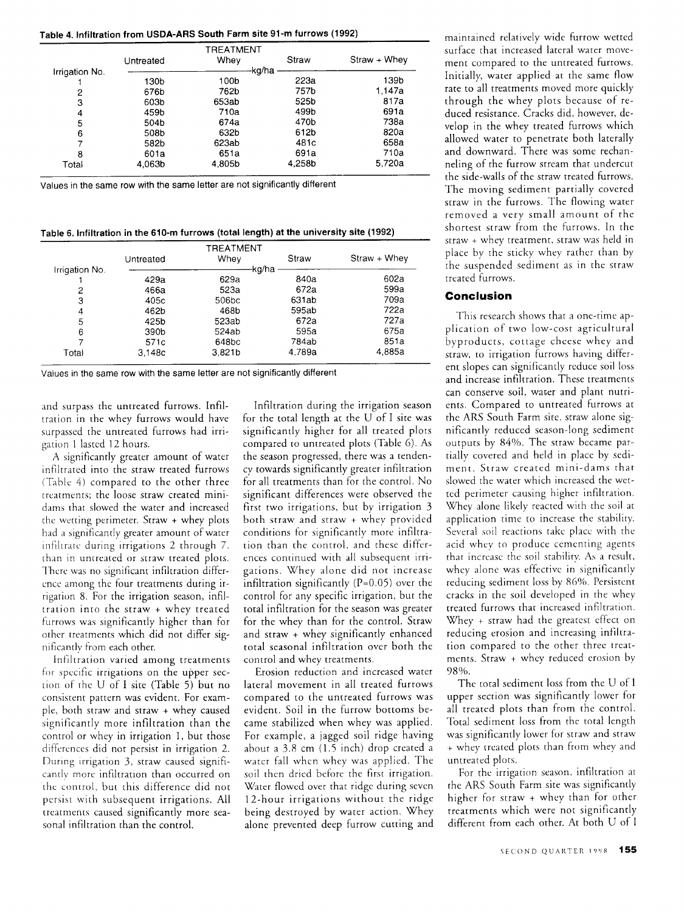**Table 4. Infiltration from USDA-ARS South Farm site 91-m furrows (1992)**

| | TREATMENT | | | |
|---|---|---|---|---|
| | Untreated | Whey | Straw | Straw + Whey |
| Irrigation No. | kg/ha | | | |
| 1 | 130b | 100b | 223a | 139b |
| 2 | 676b | 762b | 757b | 1,147a |
| 3 | 603b | 653ab | 525b | 817a |
| 4 | 459b | 710a | 499b | 691a |
| 5 | 504b | 674a | 470b | 738a |
| 6 | 508b | 632b | 612b | 820a |
| 7 | 582b | 623ab | 481c | 658a |
| 8 | 601a | 651a | 691a | 710a |
| Total | 4,063b | 4,805b | 4,258b | 5,720a |

Values in the same row with the same letter are not significantly different

**Table 6. Infiltration in the 610-m furrows (total length) at the university site (1992)**

| | TREATMENT | | | |
|---|---|---|---|---|
| | Untreated | Whey | Straw | Straw + Whey |
| Irrigation No. | kg/ha | | | |
| 1 | 429a | 629a | 840a | 602a |
| 2 | 466a | 523a | 672a | 599a |
| 3 | 405c | 506bc | 631ab | 709a |
| 4 | 462b | 468b | 595ab | 722a |
| 5 | 425b | 523ab | 672a | 727a |
| 6 | 390b | 524ab | 595a | 675a |
| 7 | 571c | 648bc | 784ab | 851a |
| Total | 3,148c | 3,821b | 4,789a | 4,885a |

Values in the same row with the same letter are not significantly different

and surpass the untreated furrows. Infiltration in the whey furrows would have surpassed the untreated furrows had irrigation 1 lasted 12 hours.

A significantly greater amount of water infiltrated into the straw treated furrows (Table 4) compared to the other three treatments; the loose straw created mini-dams that slowed the water and increased the wetting perimeter. Straw + whey plots had a significantly greater amount of water infiltrate during irrigations 2 through 7, than in untreated or straw treated plots. There was no significant infiltration difference among the four treatments during irrigation 8. For the irrigation season, infiltration into the straw + whey treated furrows was significantly higher than for other treatments which did not differ significantly from each other.

Infiltration varied among treatments for specific irrigations on the upper section of the U of I site (Table 5) but no consistent pattern was evident. For example, both straw and straw + whey caused significantly more infiltration than the control or whey in irrigation 1, but those differences did not persist in irrigation 2. During irrigation 3, straw caused significantly more infiltration than occurred on the control, but this difference did not persist with subsequent irrigations. All treatments caused significantly more seasonal infiltration than the control.

Infiltration during the irrigation season for the total length at the U of I site was significantly higher for all treated plots compared to untreated plots (Table 6). As the season progressed, there was a tendency towards significantly greater infiltration for all treatments than for the control. No significant differences were observed the first two irrigations, but by irrigation 3 both straw and straw + whey provided conditions for significantly more infiltration than the control, and these differences continued with all subsequent irrigations. Whey alone did not increase infiltration significantly ($P=0.05$) over the control for any specific irrigation, but the total infiltration for the season was greater for the whey than for the control. Straw and straw + whey significantly enhanced total seasonal infiltration over both the control and whey treatments.

Erosion reduction and increased water lateral movement in all treated furrows compared to the untreated furrows was evident. Soil in the furrow bottoms became stabilized when whey was applied. For example, a jagged soil ridge having about a 3.8 cm (1.5 inch) drop created a water fall when whey was applied. The soil then dried before the first irrigation. Water flowed over that ridge during seven 12-hour irrigations without the ridge being destroyed by water action. Whey alone prevented deep furrow cutting and maintained relatively wide furrow wetted surface that increased lateral water movement compared to the untreated furrows. Initially, water applied at the same flow rate to all treatments moved more quickly through the whey plots because of reduced resistance. Cracks did, however, develop in the whey treated furrows which allowed water to penetrate both laterally and downward. There was some rechanneling of the furrow stream that undercut the side-walls of the straw treated furrows. The moving sediment partially covered straw in the furrows. The flowing water removed a very small amount of the shortest straw from the furrows. In the straw + whey treatment, straw was held in place by the sticky whey rather than by the suspended sediment as in the straw treated furrows.

## Conclusion

This research shows that a one-time application of two low-cost agricultural byproducts, cottage cheese whey and straw, to irrigation furrows having different slopes can significantly reduce soil loss and increase infiltration. These treatments can conserve soil, water and plant nutrients. Compared to untreated furrows at the ARS South Farm site, straw alone significantly reduced season-long sediment outputs by 84%. The straw became partially covered and held in place by sediment. Straw created mini-dams that slowed the water which increased the wetted perimeter causing higher infiltration. Whey alone likely reacted with the soil at application time to increase the stability. Several soil reactions take place with the acid whey to produce cementing agents that increase the soil stability. As a result, whey alone was effective in significantly reducing sediment loss by 86%. Persistent cracks in the soil developed in the whey treated furrows that increased infiltration. Whey + straw had the greatest effect on reducing erosion and increasing infiltration compared to the other three treatments. Straw + whey reduced erosion by 98%.

The total sediment loss from the U of I upper section was significantly lower for all treated plots than from the control. Total sediment loss from the total length was significantly lower for straw and straw + whey treated plots than from whey and untreated plots.

For the irrigation season, infiltration at the ARS South Farm site was significantly higher for straw + whey than for other treatments which were not significantly different from each other. At both U of I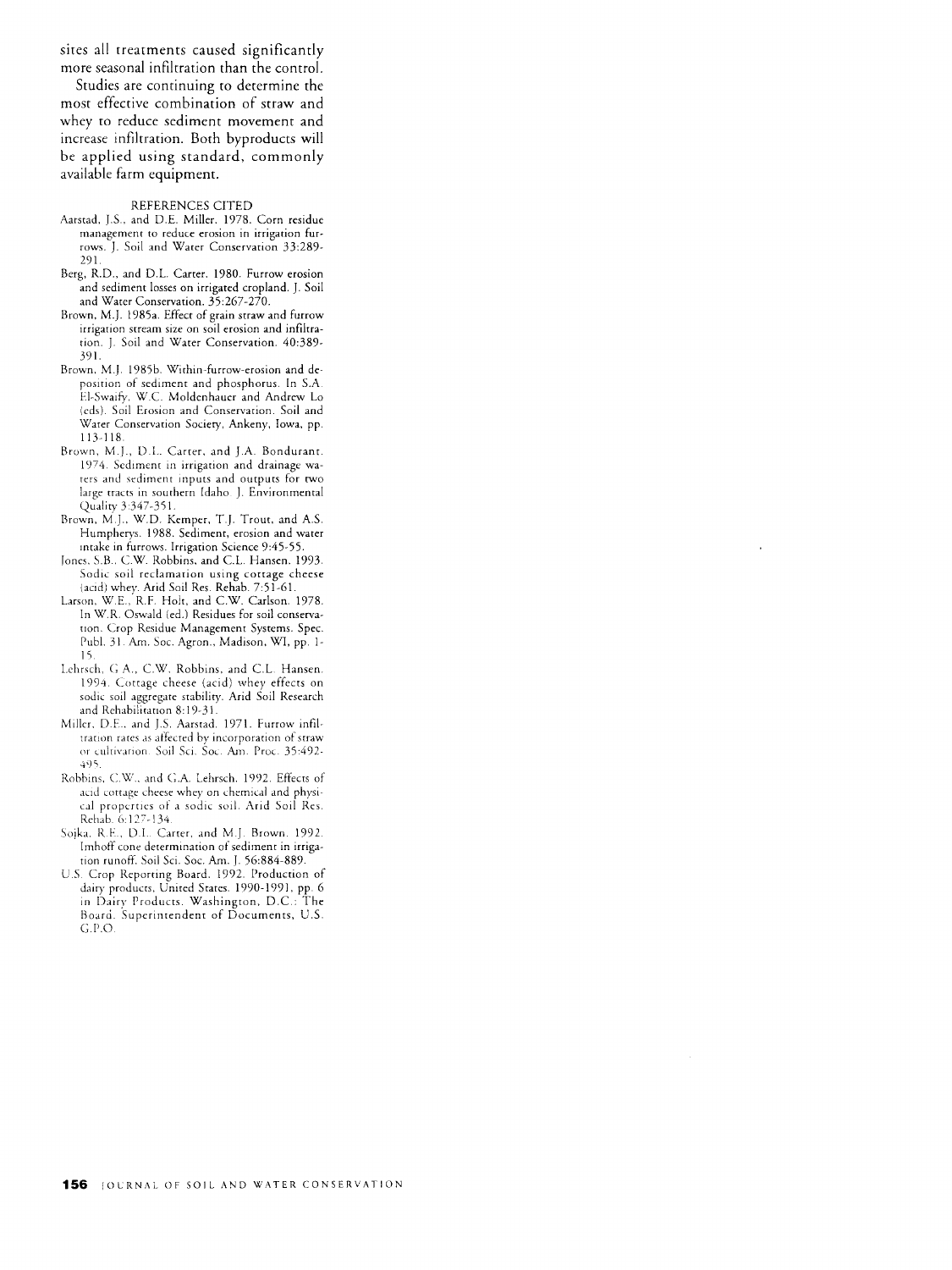sites all treatments caused significantly more seasonal infiltration than the control.

Studies are continuing to determine the most effective combination of straw and whey to reduce sediment movement and increase infiltration. Both byproducts will be applied using standard, commonly available farm equipment.

## REFERENCES CITED

Aarstad, J.S., and D.E. Miller. 1978. Corn residue management to reduce erosion in irrigation furrows. J. Soil and Water Conservation 33:289-291.

Berg, R.D., and D.L. Carter. 1980. Furrow erosion and sediment losses on irrigated cropland. J. Soil and Water Conservation. 35:267-270.

Brown, M.J. 1985a. Effect of grain straw and furrow irrigation stream size on soil erosion and infiltration. J. Soil and Water Conservation. 40:389-391.

Brown, M.J. 1985b. Within-furrow-erosion and deposition of sediment and phosphorus. In S.A. El-Swaify, W.C. Moldenhauer and Andrew Lo (eds). Soil Erosion and Conservation. Soil and Water Conservation Society, Ankeny, Iowa, pp. 113-118.

Brown, M.J., D.L. Carter, and J.A. Bondurant. 1974. Sediment in irrigation and drainage waters and sediment inputs and outputs for two large tracts in southern Idaho. J. Environmental Quality 3:347-351.

Brown, M.J., W.D. Kemper, T.J. Trout, and A.S. Humpherys. 1988. Sediment, erosion and water intake in furrows. Irrigation Science 9:45-55.

Jones, S.B., C.W. Robbins, and C.L. Hansen. 1993. Sodic soil reclamation using cottage cheese (acid) whey. Arid Soil Res. Rehab. 7:51-61.

Larson, W.E., R.F. Holt, and C.W. Carlson. 1978. In W.R. Oswald (ed.) Residues for soil conservation. Crop Residue Management Systems. Spec. Publ. 31. Am. Soc. Agron., Madison, WI, pp. 1-15.

Lehrsch, G.A., C.W. Robbins, and C.L. Hansen. 1994. Cottage cheese (acid) whey effects on sodic soil aggregate stability. Arid Soil Research and Rehabilitation 8:19-31.

Miller, D.E., and J.S. Aarstad. 1971. Furrow infiltration rates as affected by incorporation of straw or cultivation. Soil Sci. Soc. Am. Proc. 35:492-495.

Robbins, C.W., and G.A. Lehrsch. 1992. Effects of acid cottage cheese whey on chemical and physical properties of a sodic soil. Arid Soil Res. Rehab. 6:127-134.

Sojka, R.E., D.L. Carter, and M.J. Brown. 1992. Imhoff cone determination of sediment in irrigation runoff. Soil Sci. Soc. Am. J. 56:884-889.

U.S. Crop Reporting Board. 1992. Production of dairy products, United States. 1990-1991, pp. 6 in Dairy Products. Washington, D.C.: The Board. Superintendent of Documents, U.S. G.P.O.